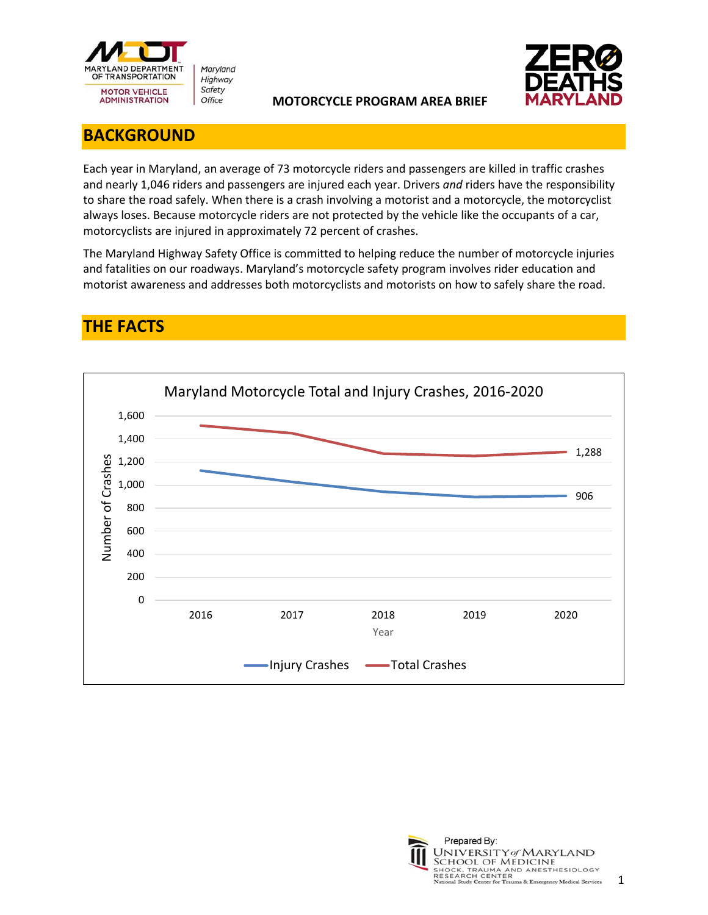MARYLAND DEPARTMENT OF TRANSPORTATION
MOTOR VEHICLE ADMINISTRATION
Maryland Highway Safety Office

**MOTORCYCLE PROGRAM AREA BRIEF**

ZERO DEATHS MARYLAND

## BACKGROUND

Each year in Maryland, an average of 73 motorcycle riders and passengers are killed in traffic crashes and nearly 1,046 riders and passengers are injured each year. Drivers *and* riders have the responsibility to share the road safely. When there is a crash involving a motorist and a motorcycle, the motorcyclist always loses. Because motorcycle riders are not protected by the vehicle like the occupants of a car, motorcyclists are injured in approximately 72 percent of crashes.

The Maryland Highway Safety Office is committed to helping reduce the number of motorcycle injuries and fatalities on our roadways. Maryland's motorcycle safety program involves rider education and motorist awareness and addresses both motorcyclists and motorists on how to safely share the road.

## THE FACTS

**Maryland Motorcycle Total and Injury Crashes, 2016-2020**

| Year | Injury Crashes | Total Crashes |
|---|---|---|
| 2016 | | |
| 2017 | | |
| 2018 | | |
| 2019 | | |
| 2020 | 906 | 1,288 |

Prepared By: University of Maryland School of Medicine, Shock, Trauma and Anesthesiology Research Center, National Study Center for Trauma & Emergency Medical Services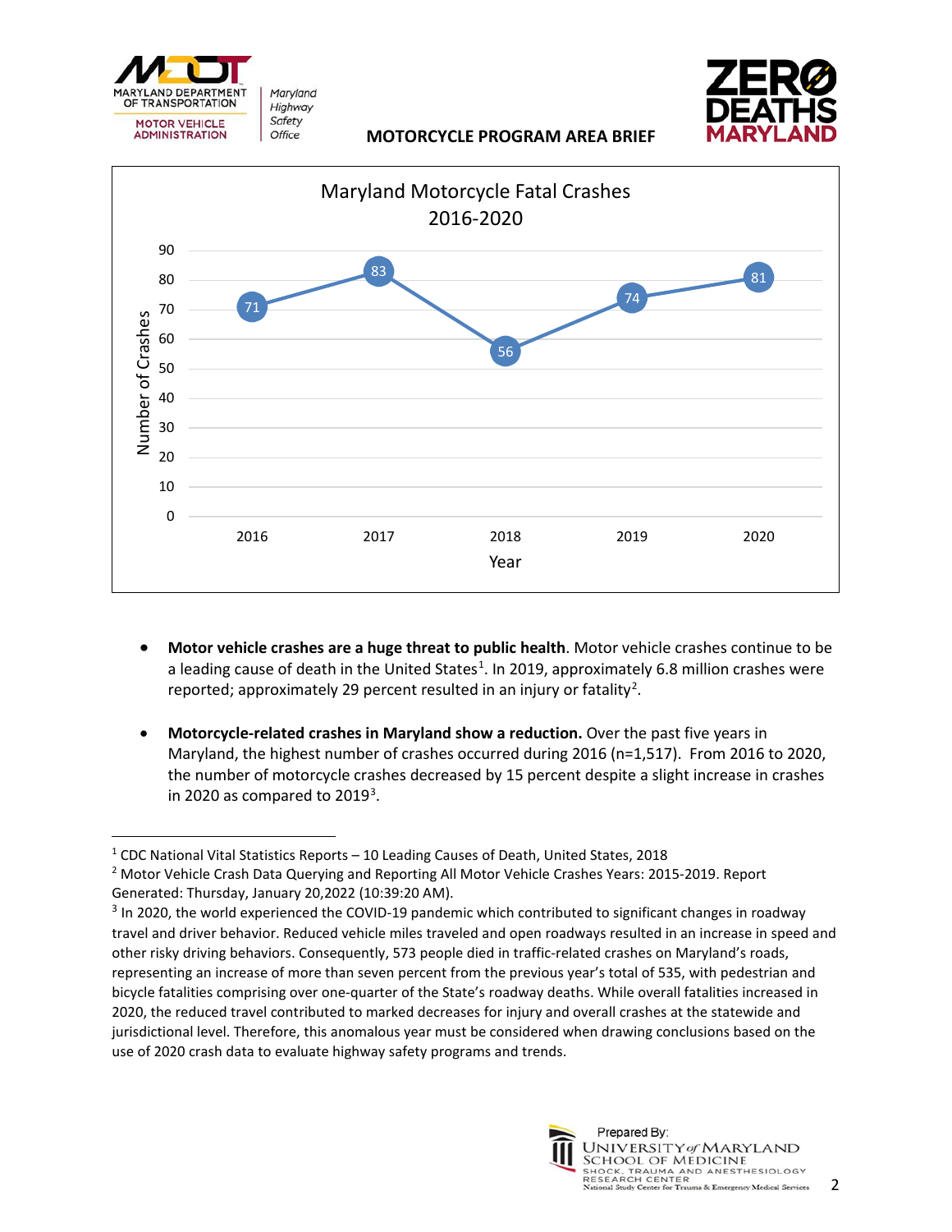MOTORCYCLE PROGRAM AREA BRIEF

**Maryland Motorcycle Fatal Crashes 2016-2020**

| Year | Number of Crashes |
|---|---|
| 2016 | 71 |
| 2017 | 83 |
| 2018 | 56 |
| 2019 | 74 |
| 2020 | 81 |

- **Motor vehicle crashes are a huge threat to public health**. Motor vehicle crashes continue to be a leading cause of death in the United States[1]. In 2019, approximately 6.8 million crashes were reported; approximately 29 percent resulted in an injury or fatality[2].

- **Motorcycle-related crashes in Maryland show a reduction.** Over the past five years in Maryland, the highest number of crashes occurred during 2016 (n=1,517). From 2016 to 2020, the number of motorcycle crashes decreased by 15 percent despite a slight increase in crashes in 2020 as compared to 2019[3].

---

[1] CDC National Vital Statistics Reports – 10 Leading Causes of Death, United States, 2018

[2] Motor Vehicle Crash Data Querying and Reporting All Motor Vehicle Crashes Years: 2015-2019. Report Generated: Thursday, January 20,2022 (10:39:20 AM).

[3] In 2020, the world experienced the COVID-19 pandemic which contributed to significant changes in roadway travel and driver behavior. Reduced vehicle miles traveled and open roadways resulted in an increase in speed and other risky driving behaviors. Consequently, 573 people died in traffic-related crashes on Maryland's roads, representing an increase of more than seven percent from the previous year's total of 535, with pedestrian and bicycle fatalities comprising over one-quarter of the State's roadway deaths. While overall fatalities increased in 2020, the reduced travel contributed to marked decreases for injury and overall crashes at the statewide and jurisdictional level. Therefore, this anomalous year must be considered when drawing conclusions based on the use of 2020 crash data to evaluate highway safety programs and trends.

Prepared By: University of Maryland School of Medicine, Shock, Trauma and Anesthesiology Research Center, National Study Center for Trauma & Emergency Medical Services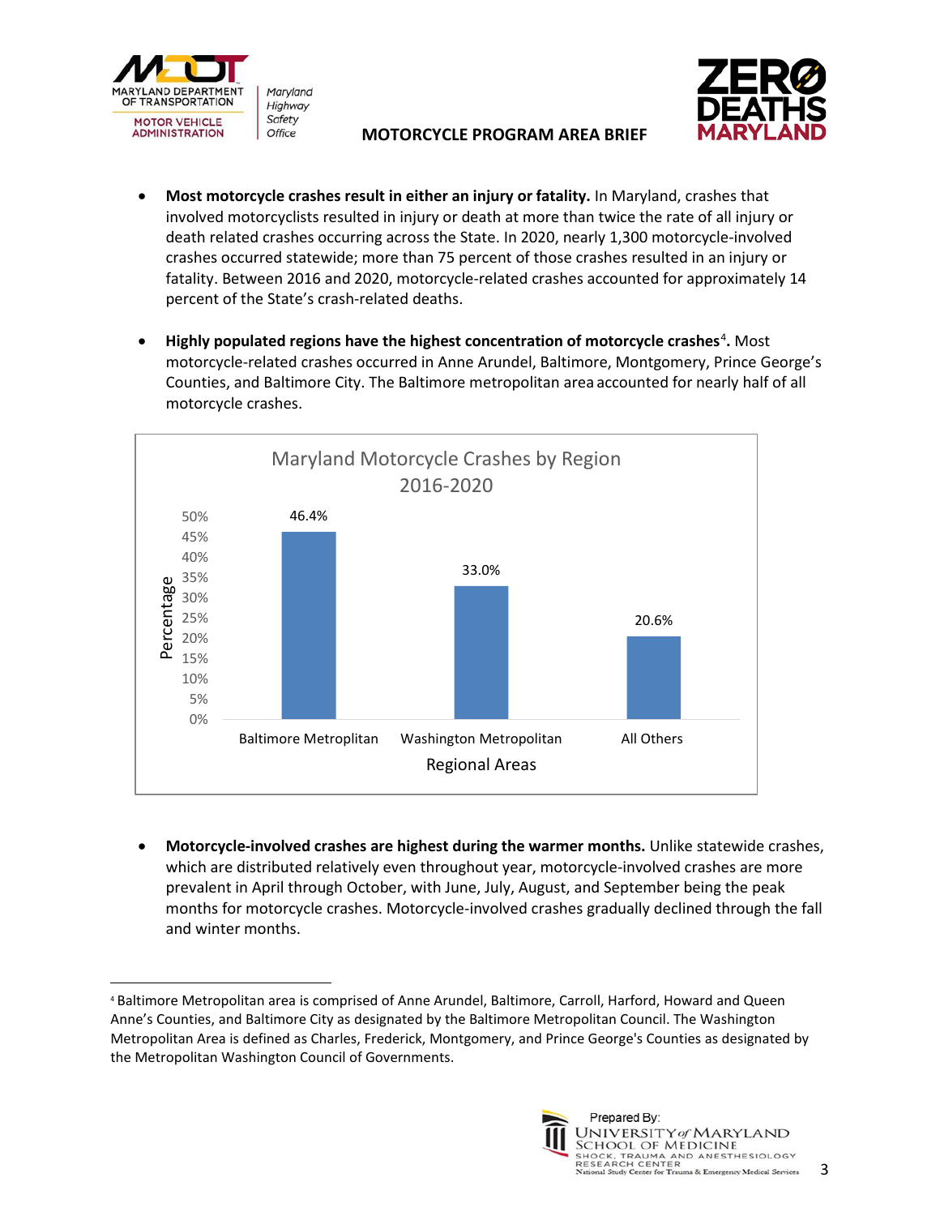- **Most motorcycle crashes result in either an injury or fatality.** In Maryland, crashes that involved motorcyclists resulted in injury or death at more than twice the rate of all injury or death related crashes occurring across the State. In 2020, nearly 1,300 motorcycle-involved crashes occurred statewide; more than 75 percent of those crashes resulted in an injury or fatality. Between 2016 and 2020, motorcycle-related crashes accounted for approximately 14 percent of the State's crash-related deaths.

- **Highly populated regions have the highest concentration of motorcycle crashes[4].** Most motorcycle-related crashes occurred in Anne Arundel, Baltimore, Montgomery, Prince George's Counties, and Baltimore City. The Baltimore metropolitan area accounted for nearly half of all motorcycle crashes.

**Maryland Motorcycle Crashes by Region 2016-2020**

| Regional Areas | Percentage |
|---|---|
| Baltimore Metroplitan | 46.4% |
| Washington Metropolitan | 33.0% |
| All Others | 20.6% |

- **Motorcycle-involved crashes are highest during the warmer months.** Unlike statewide crashes, which are distributed relatively even throughout year, motorcycle-involved crashes are more prevalent in April through October, with June, July, August, and September being the peak months for motorcycle crashes. Motorcycle-involved crashes gradually declined through the fall and winter months.

[4] Baltimore Metropolitan area is comprised of Anne Arundel, Baltimore, Carroll, Harford, Howard and Queen Anne's Counties, and Baltimore City as designated by the Baltimore Metropolitan Council. The Washington Metropolitan Area is defined as Charles, Frederick, Montgomery, and Prince George's Counties as designated by the Metropolitan Washington Council of Governments.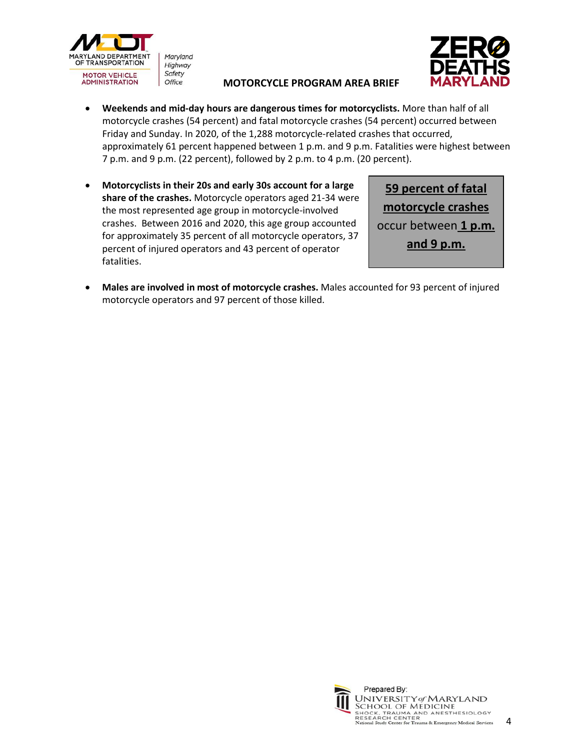- **Weekends and mid-day hours are dangerous times for motorcyclists.** More than half of all motorcycle crashes (54 percent) and fatal motorcycle crashes (54 percent) occurred between Friday and Sunday. In 2020, of the 1,288 motorcycle-related crashes that occurred, approximately 61 percent happened between 1 p.m. and 9 p.m. Fatalities were highest between 7 p.m. and 9 p.m. (22 percent), followed by 2 p.m. to 4 p.m. (20 percent).

- **Motorcyclists in their 20s and early 30s account for a large share of the crashes.** Motorcycle operators aged 21-34 were the most represented age group in motorcycle-involved crashes. Between 2016 and 2020, this age group accounted for approximately 35 percent of all motorcycle operators, 37 percent of injured operators and 43 percent of operator fatalities.

> **59 percent of fatal motorcycle crashes** occur between **1 p.m. and 9 p.m.**

- **Males are involved in most of motorcycle crashes.** Males accounted for 93 percent of injured motorcycle operators and 97 percent of those killed.

Prepared By: University of Maryland School of Medicine, Shock, Trauma and Anesthesiology Research Center, National Study Center for Trauma & Emergency Medical Services